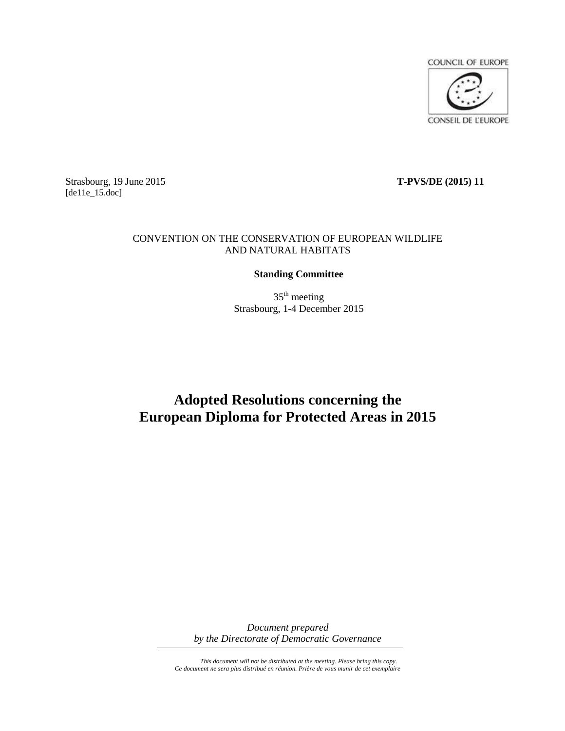COUNCIL OF EUROPE

CONSEIL DE L'EUROPE

Strasbourg, 19 June 2015
[de11e_15.doc]

**T-PVS/DE (2015) 11**

CONVENTION ON THE CONSERVATION OF EUROPEAN WILDLIFE AND NATURAL HABITATS

**Standing Committee**

35th meeting
Strasbourg, 1-4 December 2015

# Adopted Resolutions concerning the European Diploma for Protected Areas in 2015

*Document prepared by the Directorate of Democratic Governance*

*This document will not be distributed at the meeting. Please bring this copy.*
*Ce document ne sera plus distribué en réunion. Prière de vous munir de cet exemplaire*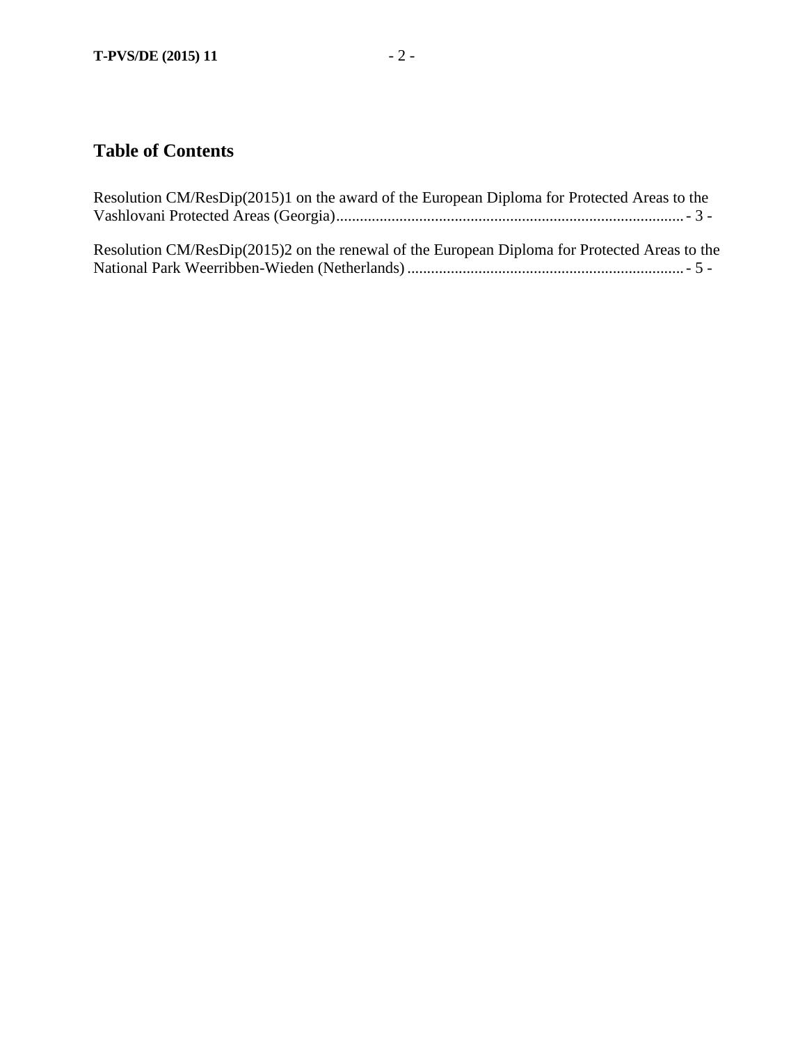## Table of Contents

Resolution CM/ResDip(2015)1 on the award of the European Diploma for Protected Areas to the Vashlovani Protected Areas (Georgia)........................................................................................ - 3 -

Resolution CM/ResDip(2015)2 on the renewal of the European Diploma for Protected Areas to the National Park Weerribben-Wieden (Netherlands) ...................................................................... - 5 -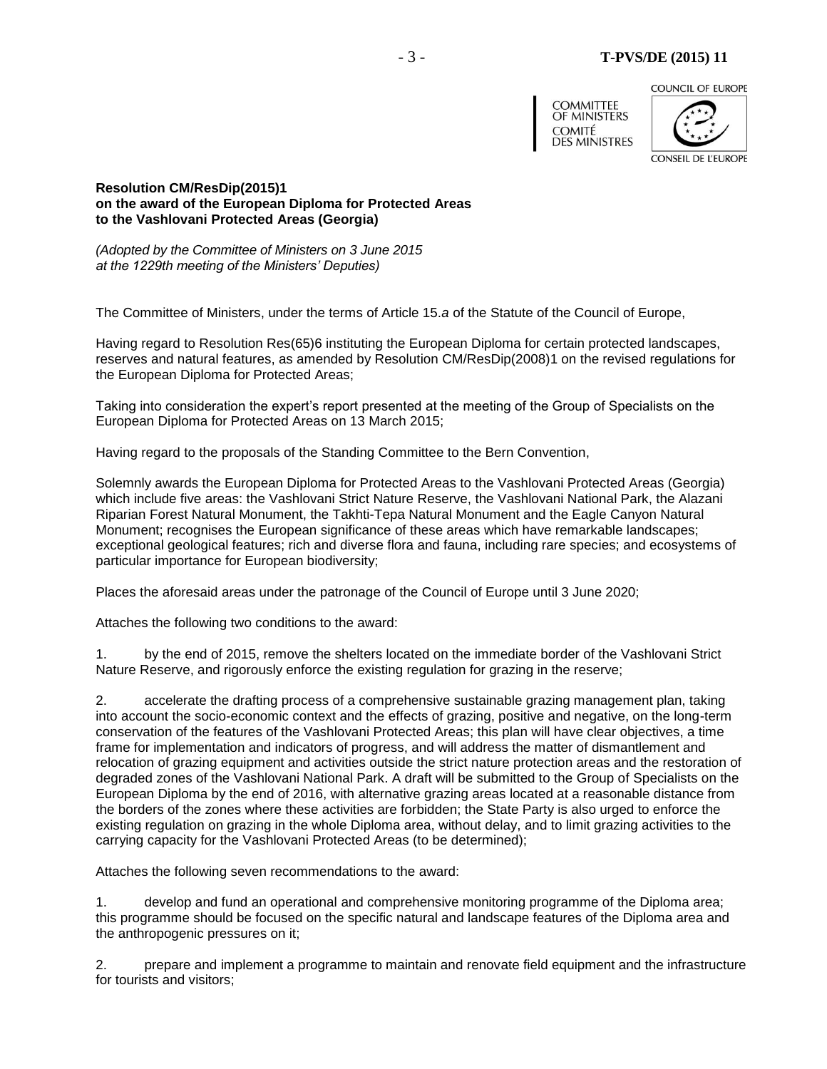COMMITTEE OF MINISTERS
COMITÉ DES MINISTRES

COUNCIL OF EUROPE
CONSEIL DE L'EUROPE

**Resolution CM/ResDip(2015)1**
**on the award of the European Diploma for Protected Areas**
**to the Vashlovani Protected Areas (Georgia)**

*(Adopted by the Committee of Ministers on 3 June 2015*
*at the 1229th meeting of the Ministers' Deputies)*

The Committee of Ministers, under the terms of Article 15.*a* of the Statute of the Council of Europe,

Having regard to Resolution Res(65)6 instituting the European Diploma for certain protected landscapes, reserves and natural features, as amended by Resolution CM/ResDip(2008)1 on the revised regulations for the European Diploma for Protected Areas;

Taking into consideration the expert's report presented at the meeting of the Group of Specialists on the European Diploma for Protected Areas on 13 March 2015;

Having regard to the proposals of the Standing Committee to the Bern Convention,

Solemnly awards the European Diploma for Protected Areas to the Vashlovani Protected Areas (Georgia) which include five areas: the Vashlovani Strict Nature Reserve, the Vashlovani National Park, the Alazani Riparian Forest Natural Monument, the Takhti-Tepa Natural Monument and the Eagle Canyon Natural Monument; recognises the European significance of these areas which have remarkable landscapes; exceptional geological features; rich and diverse flora and fauna, including rare species; and ecosystems of particular importance for European biodiversity;

Places the aforesaid areas under the patronage of the Council of Europe until 3 June 2020;

Attaches the following two conditions to the award:

1. by the end of 2015, remove the shelters located on the immediate border of the Vashlovani Strict Nature Reserve, and rigorously enforce the existing regulation for grazing in the reserve;

2. accelerate the drafting process of a comprehensive sustainable grazing management plan, taking into account the socio-economic context and the effects of grazing, positive and negative, on the long-term conservation of the features of the Vashlovani Protected Areas; this plan will have clear objectives, a time frame for implementation and indicators of progress, and will address the matter of dismantlement and relocation of grazing equipment and activities outside the strict nature protection areas and the restoration of degraded zones of the Vashlovani National Park. A draft will be submitted to the Group of Specialists on the European Diploma by the end of 2016, with alternative grazing areas located at a reasonable distance from the borders of the zones where these activities are forbidden; the State Party is also urged to enforce the existing regulation on grazing in the whole Diploma area, without delay, and to limit grazing activities to the carrying capacity for the Vashlovani Protected Areas (to be determined);

Attaches the following seven recommendations to the award:

1. develop and fund an operational and comprehensive monitoring programme of the Diploma area; this programme should be focused on the specific natural and landscape features of the Diploma area and the anthropogenic pressures on it;

2. prepare and implement a programme to maintain and renovate field equipment and the infrastructure for tourists and visitors;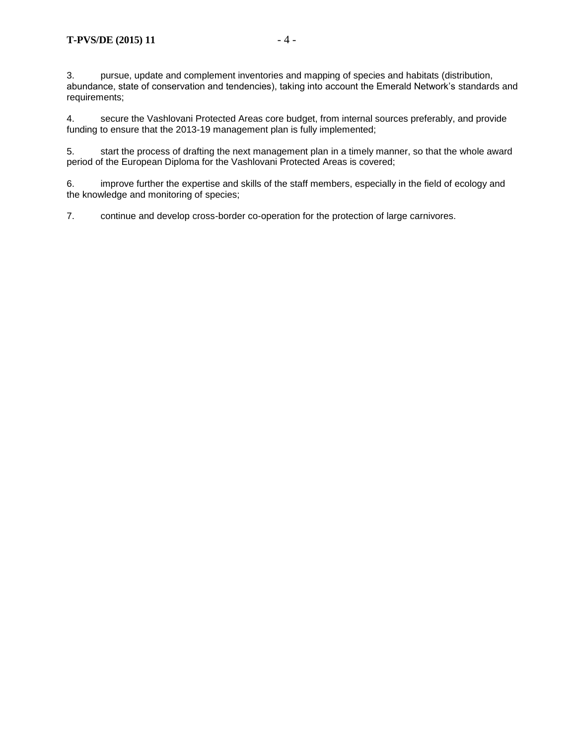3. pursue, update and complement inventories and mapping of species and habitats (distribution, abundance, state of conservation and tendencies), taking into account the Emerald Network's standards and requirements;

4. secure the Vashlovani Protected Areas core budget, from internal sources preferably, and provide funding to ensure that the 2013-19 management plan is fully implemented;

5. start the process of drafting the next management plan in a timely manner, so that the whole award period of the European Diploma for the Vashlovani Protected Areas is covered;

6. improve further the expertise and skills of the staff members, especially in the field of ecology and the knowledge and monitoring of species;

7. continue and develop cross-border co-operation for the protection of large carnivores.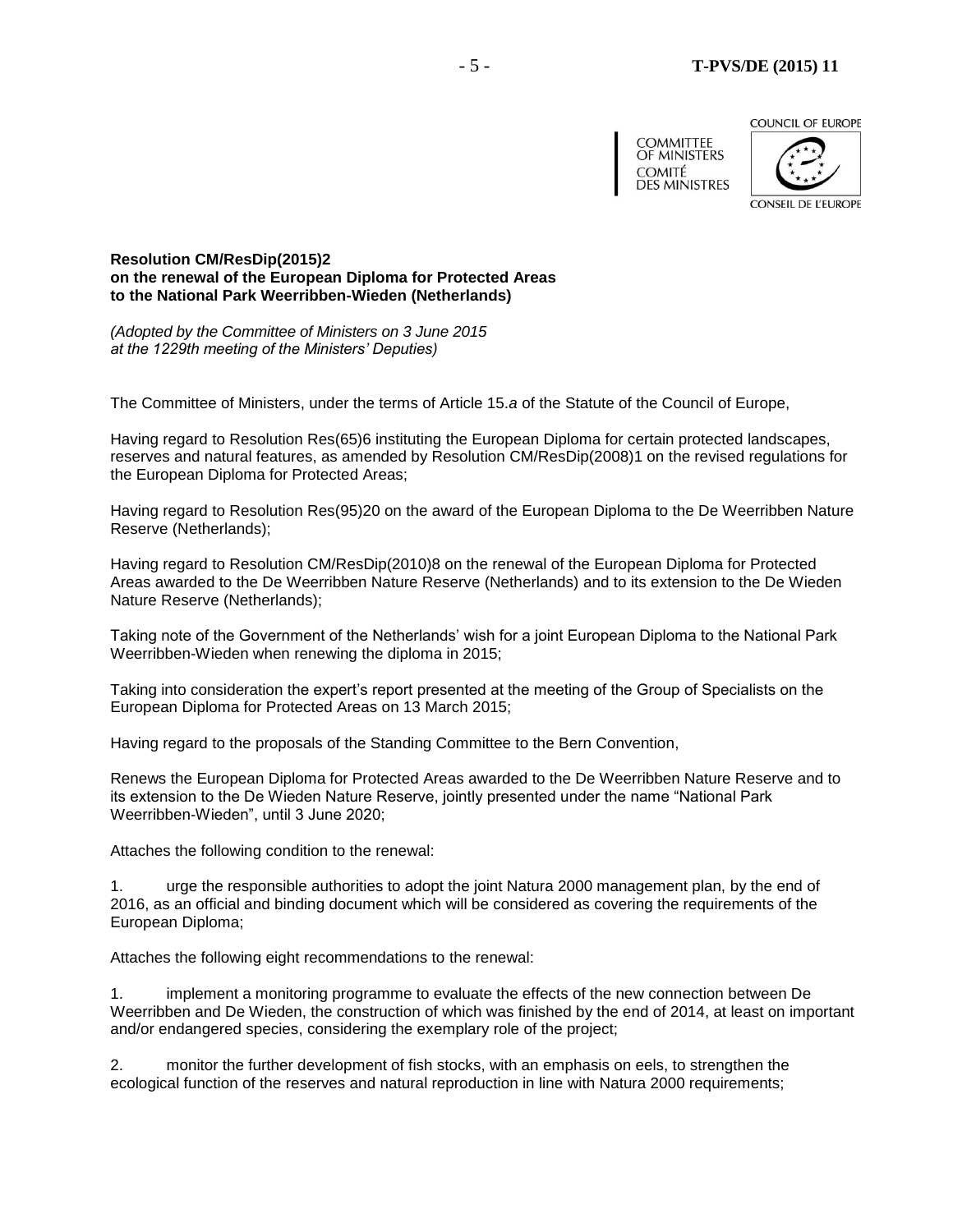COMMITTEE OF MINISTERS
COMITÉ DES MINISTRES

COUNCIL OF EUROPE
CONSEIL DE L'EUROPE

**Resolution CM/ResDip(2015)2**
**on the renewal of the European Diploma for Protected Areas**
**to the National Park Weerribben-Wieden (Netherlands)**

*(Adopted by the Committee of Ministers on 3 June 2015*
*at the 1229th meeting of the Ministers' Deputies)*

The Committee of Ministers, under the terms of Article 15.*a* of the Statute of the Council of Europe,

Having regard to Resolution Res(65)6 instituting the European Diploma for certain protected landscapes, reserves and natural features, as amended by Resolution CM/ResDip(2008)1 on the revised regulations for the European Diploma for Protected Areas;

Having regard to Resolution Res(95)20 on the award of the European Diploma to the De Weerribben Nature Reserve (Netherlands);

Having regard to Resolution CM/ResDip(2010)8 on the renewal of the European Diploma for Protected Areas awarded to the De Weerribben Nature Reserve (Netherlands) and to its extension to the De Wieden Nature Reserve (Netherlands);

Taking note of the Government of the Netherlands' wish for a joint European Diploma to the National Park Weerribben-Wieden when renewing the diploma in 2015;

Taking into consideration the expert's report presented at the meeting of the Group of Specialists on the European Diploma for Protected Areas on 13 March 2015;

Having regard to the proposals of the Standing Committee to the Bern Convention,

Renews the European Diploma for Protected Areas awarded to the De Weerribben Nature Reserve and to its extension to the De Wieden Nature Reserve, jointly presented under the name "National Park Weerribben-Wieden", until 3 June 2020;

Attaches the following condition to the renewal:

1. urge the responsible authorities to adopt the joint Natura 2000 management plan, by the end of 2016, as an official and binding document which will be considered as covering the requirements of the European Diploma;

Attaches the following eight recommendations to the renewal:

1. implement a monitoring programme to evaluate the effects of the new connection between De Weerribben and De Wieden, the construction of which was finished by the end of 2014, at least on important and/or endangered species, considering the exemplary role of the project;

2. monitor the further development of fish stocks, with an emphasis on eels, to strengthen the ecological function of the reserves and natural reproduction in line with Natura 2000 requirements;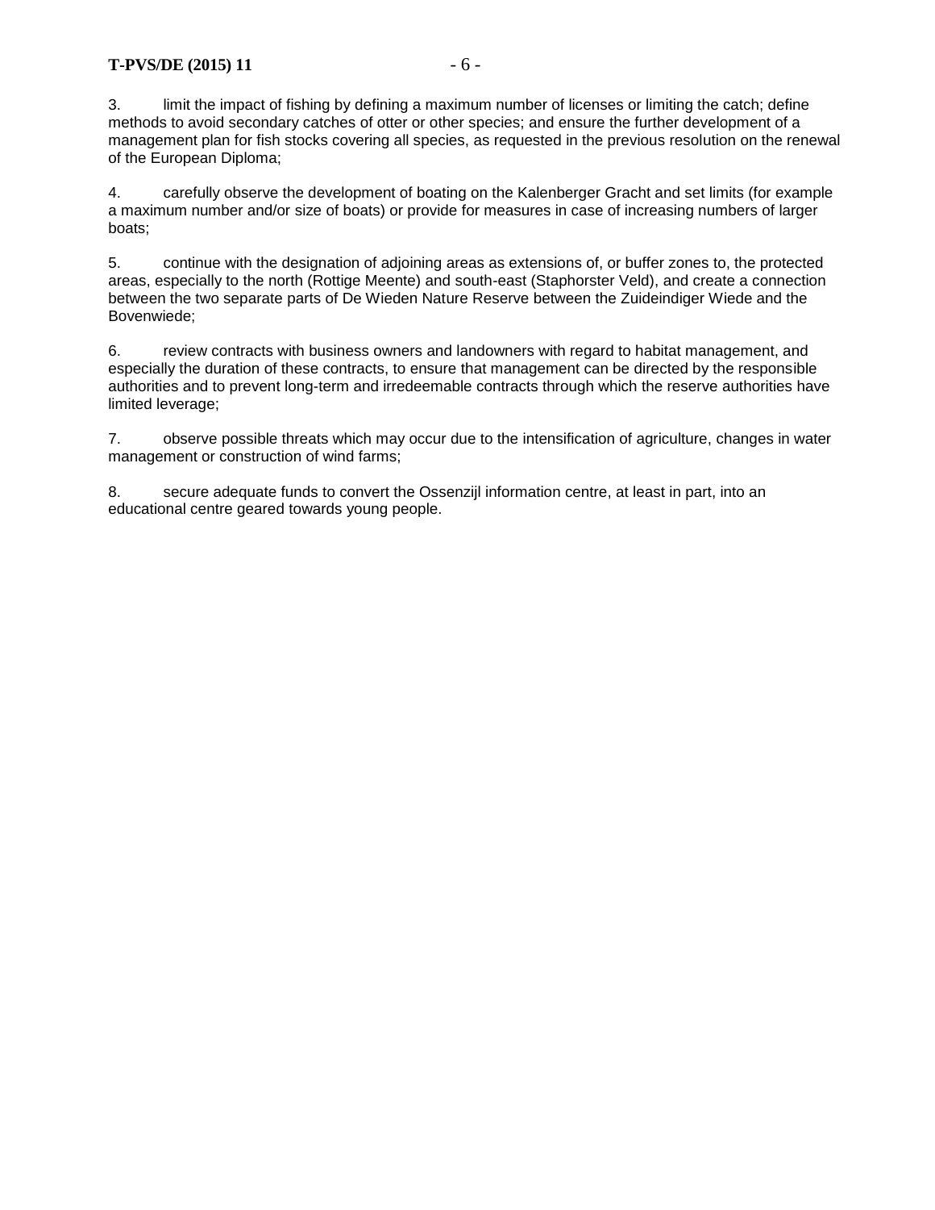3. limit the impact of fishing by defining a maximum number of licenses or limiting the catch; define methods to avoid secondary catches of otter or other species; and ensure the further development of a management plan for fish stocks covering all species, as requested in the previous resolution on the renewal of the European Diploma;

4. carefully observe the development of boating on the Kalenberger Gracht and set limits (for example a maximum number and/or size of boats) or provide for measures in case of increasing numbers of larger boats;

5. continue with the designation of adjoining areas as extensions of, or buffer zones to, the protected areas, especially to the north (Rottige Meente) and south-east (Staphorster Veld), and create a connection between the two separate parts of De Wieden Nature Reserve between the Zuideindiger Wiede and the Bovenwiede;

6. review contracts with business owners and landowners with regard to habitat management, and especially the duration of these contracts, to ensure that management can be directed by the responsible authorities and to prevent long-term and irredeemable contracts through which the reserve authorities have limited leverage;

7. observe possible threats which may occur due to the intensification of agriculture, changes in water management or construction of wind farms;

8. secure adequate funds to convert the Ossenzijl information centre, at least in part, into an educational centre geared towards young people.